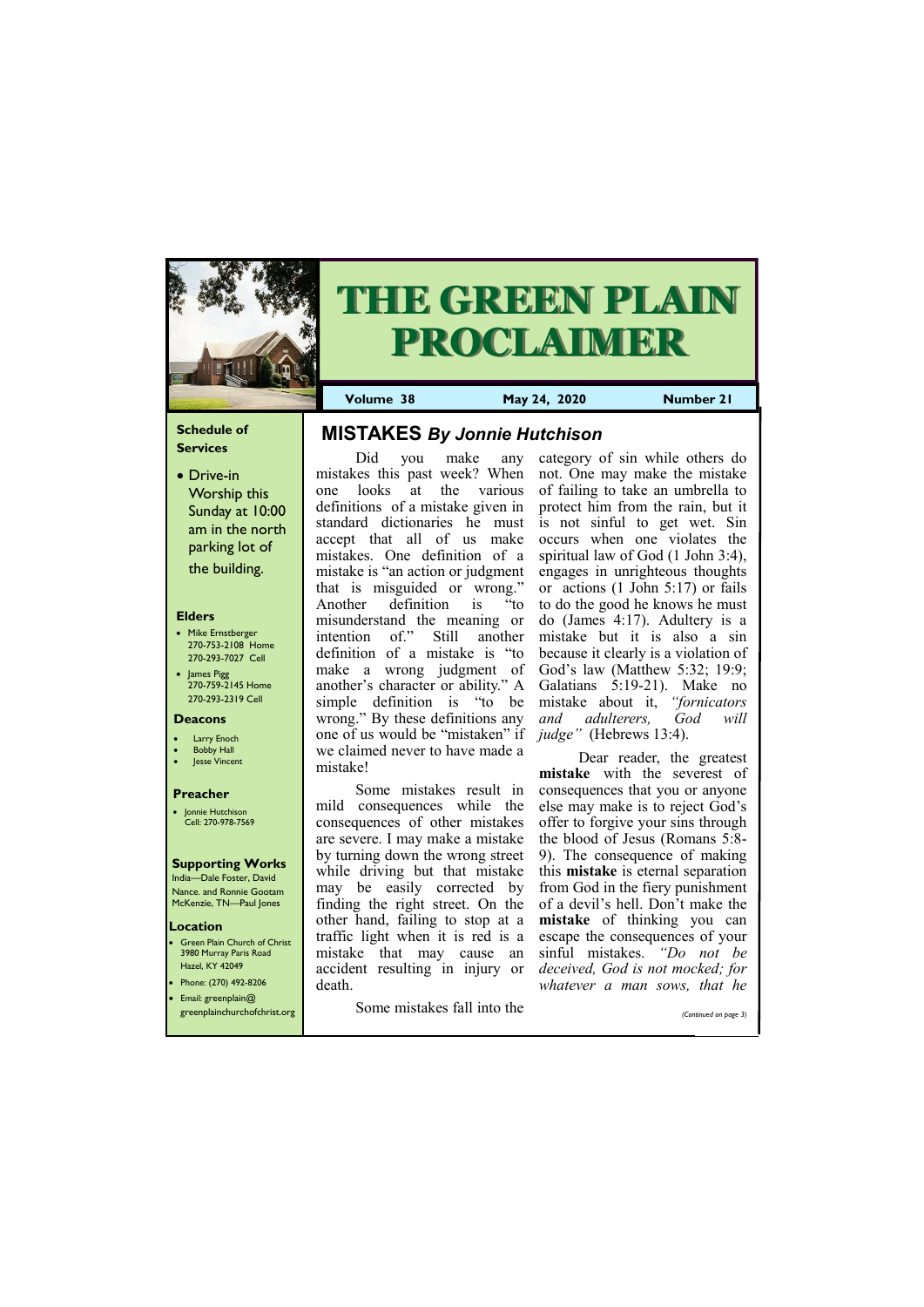# THE GREEN PLAIN PROCLAIMER

**Volume 38** | **May 24, 2020** | **Number 21**

### Schedule of Services

- Drive-in Worship this Sunday at 10:00 am in the north parking lot of the building.

### Elders

- Mike Ernstberger 270-753-2108 Home 270-293-7027 Cell
- James Pigg 270-759-2145 Home 270-293-2319 Cell

### Deacons

- Larry Enoch
- Bobby Hall
- Jesse Vincent

### Preacher

- Jonnie Hutchison Cell: 270-978-7569

### Supporting Works

India—Dale Foster, David Nance. and Ronnie Gootam McKenzie, TN—Paul Jones

### Location

- Green Plain Church of Christ 3980 Murray Paris Road Hazel, KY 42049
- Phone: (270) 492-8206
- Email: greenplain@greenplainchurchofchrist.org

## MISTAKES *By Jonnie Hutchison*

Did you make any mistakes this past week? When one looks at the various definitions of a mistake given in standard dictionaries he must accept that all of us make mistakes. One definition of a mistake is "an action or judgment that is misguided or wrong." Another definition is "to misunderstand the meaning or intention of." Still another definition of a mistake is "to make a wrong judgment of another's character or ability." A simple definition is "to be wrong." By these definitions any one of us would be "mistaken" if we claimed never to have made a mistake!

Some mistakes result in mild consequences while the consequences of other mistakes are severe. I may make a mistake by turning down the wrong street while driving but that mistake may be easily corrected by finding the right street. On the other hand, failing to stop at a traffic light when it is red is a mistake that may cause an accident resulting in injury or death.

Some mistakes fall into the category of sin while others do not. One may make the mistake of failing to take an umbrella to protect him from the rain, but it is not sinful to get wet. Sin occurs when one violates the spiritual law of God (1 John 3:4), engages in unrighteous thoughts or actions (1 John 5:17) or fails to do the good he knows he must do (James 4:17). Adultery is a mistake but it is also a sin because it clearly is a violation of God's law (Matthew 5:32; 19:9; Galatians 5:19-21). Make no mistake about it, *"fornicators and adulterers, God will judge"* (Hebrews 13:4).

Dear reader, the greatest **mistake** with the severest of consequences that you or anyone else may make is to reject God's offer to forgive your sins through the blood of Jesus (Romans 5:8-9). The consequence of making this **mistake** is eternal separation from God in the fiery punishment of a devil's hell. Don't make the **mistake** of thinking you can escape the consequences of your sinful mistakes. *"Do not be deceived, God is not mocked; for whatever a man sows, that he*

*(Continued on page 3)*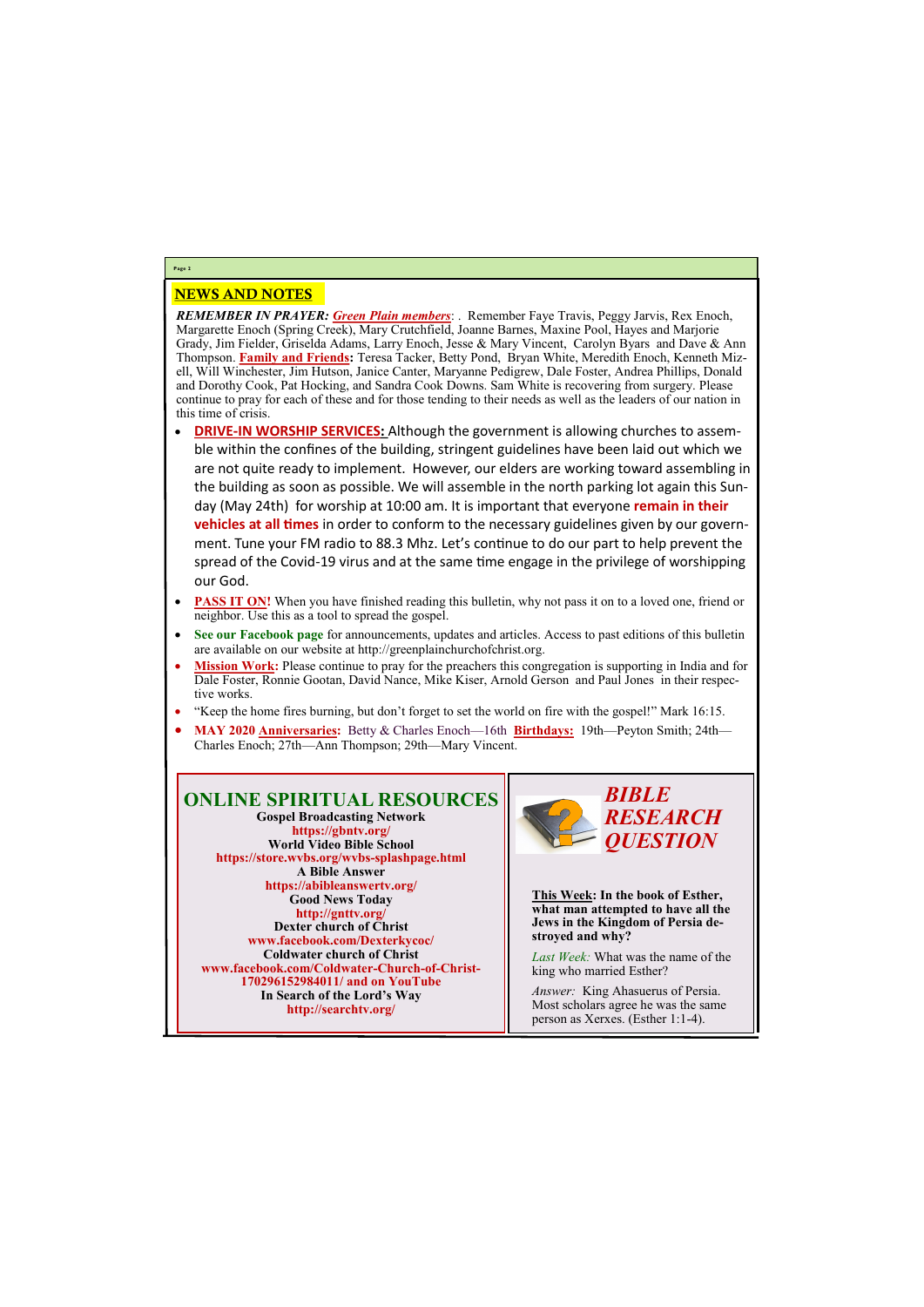## NEWS AND NOTES

***REMEMBER IN PRAYER:*** ***Green Plain members***: . Remember Faye Travis, Peggy Jarvis, Rex Enoch, Margarette Enoch (Spring Creek), Mary Crutchfield, Joanne Barnes, Maxine Pool, Hayes and Marjorie Grady, Jim Fielder, Griselda Adams, Larry Enoch, Jesse & Mary Vincent, Carolyn Byars and Dave & Ann Thompson. **Family and Friends:** Teresa Tacker, Betty Pond, Bryan White, Meredith Enoch, Kenneth Mizell, Will Winchester, Jim Hutson, Janice Canter, Maryanne Pedigrew, Dale Foster, Andrea Phillips, Donald and Dorothy Cook, Pat Hocking, and Sandra Cook Downs. Sam White is recovering from surgery. Please continue to pray for each of these and for those tending to their needs as well as the leaders of our nation in this time of crisis.

- **DRIVE-IN WORSHIP SERVICES:** Although the government is allowing churches to assemble within the confines of the building, stringent guidelines have been laid out which we are not quite ready to implement. However, our elders are working toward assembling in the building as soon as possible. We will assemble in the north parking lot again this Sunday (May 24th) for worship at 10:00 am. It is important that everyone **remain in their vehicles at all times** in order to conform to the necessary guidelines given by our government. Tune your FM radio to 88.3 Mhz. Let's continue to do our part to help prevent the spread of the Covid-19 virus and at the same time engage in the privilege of worshipping our God.
- **PASS IT ON!** When you have finished reading this bulletin, why not pass it on to a loved one, friend or neighbor. Use this as a tool to spread the gospel.
- **See our Facebook page** for announcements, updates and articles. Access to past editions of this bulletin are available on our website at http://greenplainchurchofchrist.org.
- **Mission Work:** Please continue to pray for the preachers this congregation is supporting in India and for Dale Foster, Ronnie Gootan, David Nance, Mike Kiser, Arnold Gerson and Paul Jones in their respective works.
- "Keep the home fires burning, but don't forget to set the world on fire with the gospel!" Mark 16:15.
- **MAY 2020 Anniversaries:** Betty & Charles Enoch—16th **Birthdays:** 19th—Peyton Smith; 24th—Charles Enoch; 27th—Ann Thompson; 29th—Mary Vincent.

## ONLINE SPIRITUAL RESOURCES

**Gospel Broadcasting Network**
**https://gbntv.org/**
**World Video Bible School**
**https://store.wvbs.org/wvbs-splashpage.html**
**A Bible Answer**
**https://abibleanswertv.org/**
**Good News Today**
**http://gnttv.org/**
**Dexter church of Christ**
**www.facebook.com/Dexterkycoc/**
**Coldwater church of Christ**
**www.facebook.com/Coldwater-Church-of-Christ-170296152984011/ and on YouTube**
**In Search of the Lord's Way**
**http://searchtv.org/**

## *BIBLE RESEARCH QUESTION*

**This Week: In the book of Esther, what man attempted to have all the Jews in the Kingdom of Persia destroyed and why?**

*Last Week:* What was the name of the king who married Esther?

*Answer:* King Ahasuerus of Persia. Most scholars agree he was the same person as Xerxes. (Esther 1:1-4).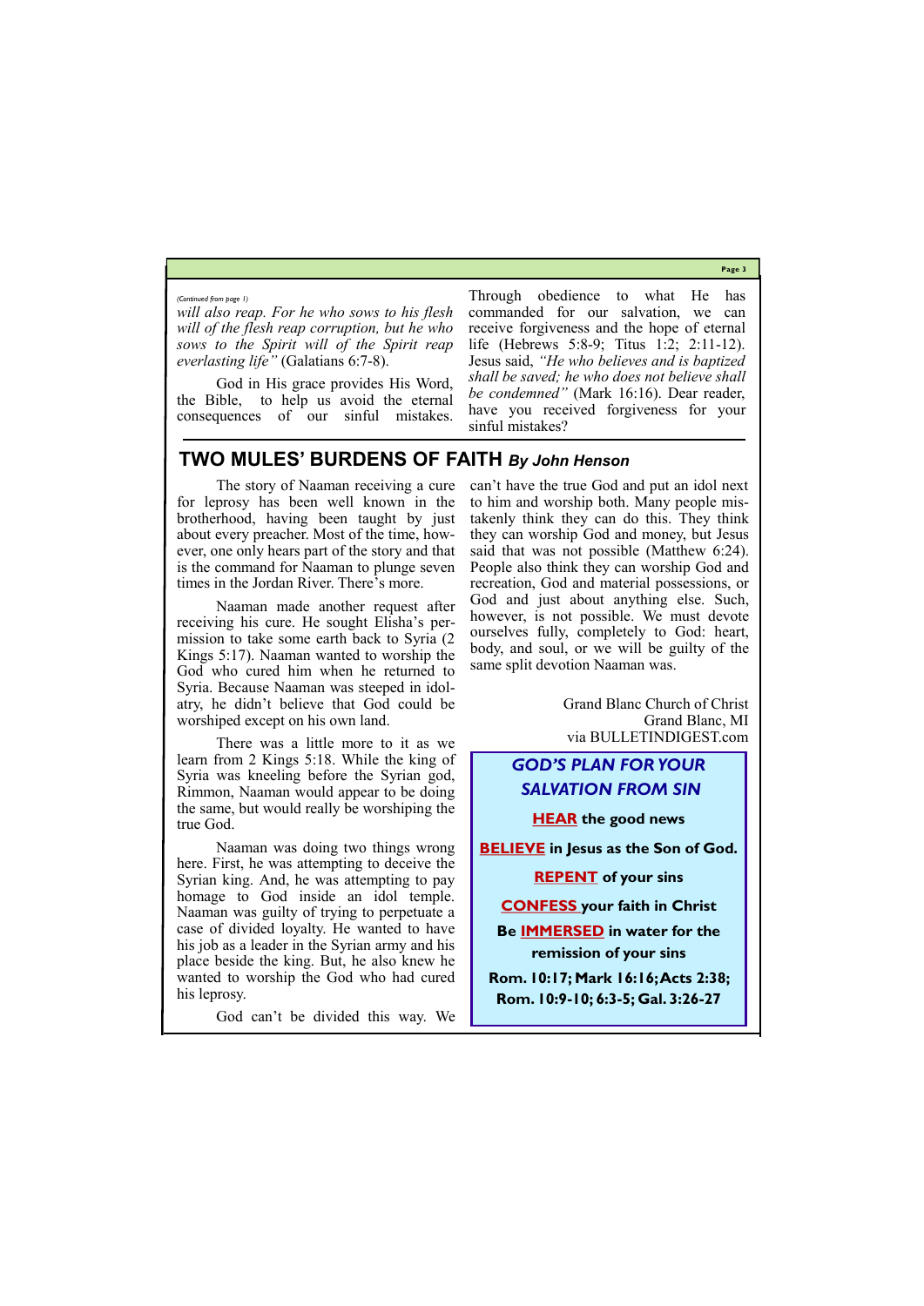*(Continued from page 1)*

*will also reap. For he who sows to his flesh will of the flesh reap corruption, but he who sows to the Spirit will of the Spirit reap everlasting life"* (Galatians 6:7-8).

God in His grace provides His Word, the Bible, to help us avoid the eternal consequences of our sinful mistakes. Through obedience to what He has commanded for our salvation, we can receive forgiveness and the hope of eternal life (Hebrews 5:8-9; Titus 1:2; 2:11-12). Jesus said, *"He who believes and is baptized shall be saved; he who does not believe shall be condemned"* (Mark 16:16). Dear reader, have you received forgiveness for your sinful mistakes?

## TWO MULES' BURDENS OF FAITH *By John Henson*

The story of Naaman receiving a cure for leprosy has been well known in the brotherhood, having been taught by just about every preacher. Most of the time, however, one only hears part of the story and that is the command for Naaman to plunge seven times in the Jordan River. There's more.

Naaman made another request after receiving his cure. He sought Elisha's permission to take some earth back to Syria (2 Kings 5:17). Naaman wanted to worship the God who cured him when he returned to Syria. Because Naaman was steeped in idolatry, he didn't believe that God could be worshiped except on his own land.

There was a little more to it as we learn from 2 Kings 5:18. While the king of Syria was kneeling before the Syrian god, Rimmon, Naaman would appear to be doing the same, but would really be worshiping the true God.

Naaman was doing two things wrong here. First, he was attempting to deceive the Syrian king. And, he was attempting to pay homage to God inside an idol temple. Naaman was guilty of trying to perpetuate a case of divided loyalty. He wanted to have his job as a leader in the Syrian army and his place beside the king. But, he also knew he wanted to worship the God who had cured his leprosy.

God can't be divided this way. We can't have the true God and put an idol next to him and worship both. Many people mistakenly think they can do this. They think they can worship God and money, but Jesus said that was not possible (Matthew 6:24). People also think they can worship God and recreation, God and material possessions, or God and just about anything else. Such, however, is not possible. We must devote ourselves fully, completely to God: heart, body, and soul, or we will be guilty of the same split devotion Naaman was.

Grand Blanc Church of Christ
Grand Blanc, MI
via BULLETINDIGEST.com

### *GOD'S PLAN FOR YOUR SALVATION FROM SIN*

**HEAR the good news**

**BELIEVE in Jesus as the Son of God.**

**REPENT of your sins**

**CONFESS your faith in Christ**

**Be IMMERSED in water for the remission of your sins**

**Rom. 10:17; Mark 16:16; Acts 2:38; Rom. 10:9-10; 6:3-5; Gal. 3:26-27**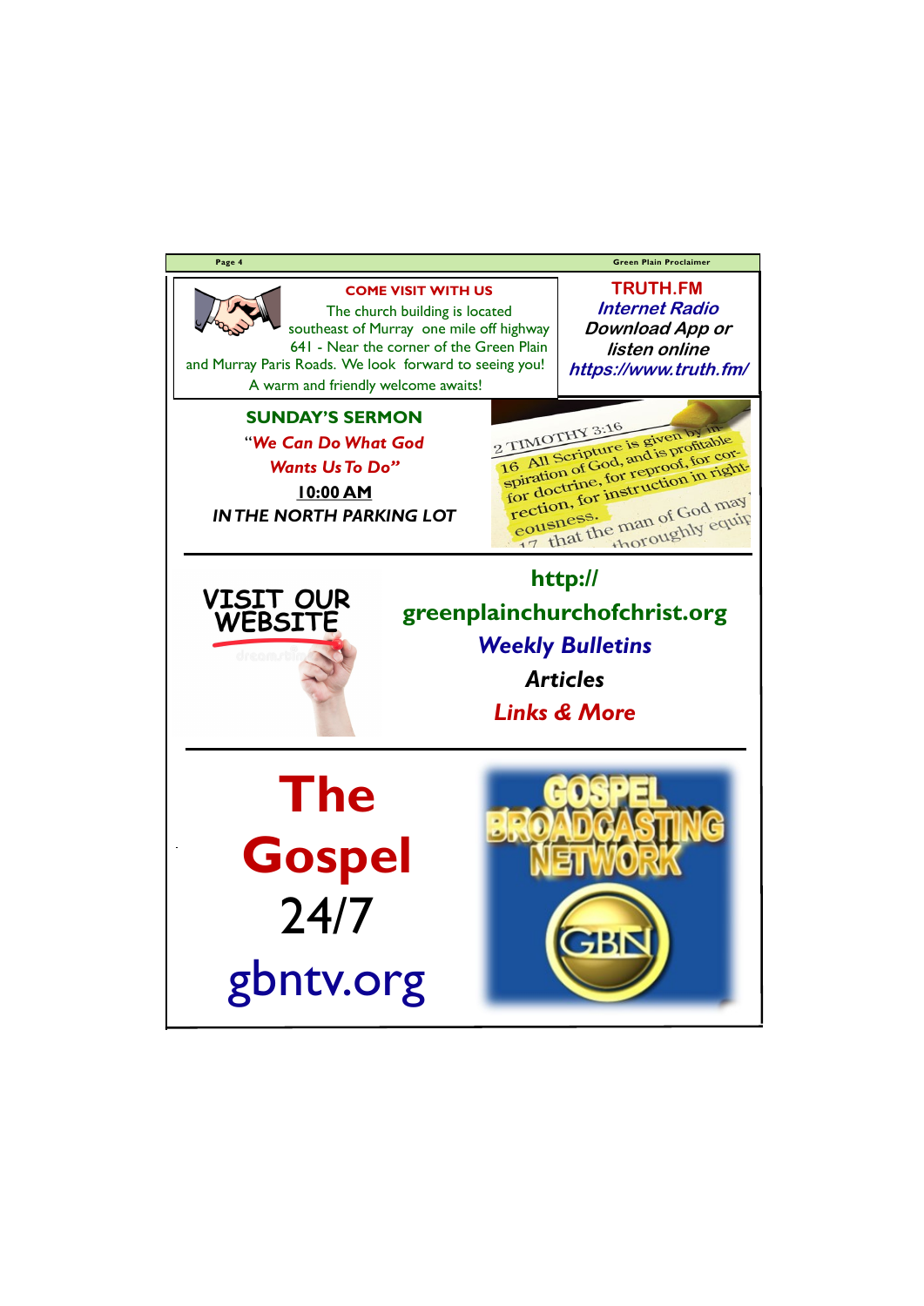## COME VISIT WITH US

The church building is located southeast of Murray one mile off highway 641 - Near the corner of the Green Plain and Murray Paris Roads. We look forward to seeing you! A warm and friendly welcome awaits!

## TRUTH.FM

***Internet Radio***

***Download App or listen online***

***https://www.truth.fm/***

## SUNDAY'S SERMON

"***We Can Do What God Wants Us To Do"***

**10:00 AM**

***IN THE NORTH PARKING LOT***

2 TIMOTHY 3:16

16 All Scripture is given by inspiration of God, and is profitable for doctrine, for reproof, for correction, for instruction in righteousness.

17 that the man of God may thoroughly equip

VISIT OUR WEBSITE

**http://greenplainchurchofchrist.org**

***Weekly Bulletins***

***Articles***

***Links & More***

# The Gospel

24/7

gbntv.org

GOSPEL BROADCASTING NETWORK

GBN